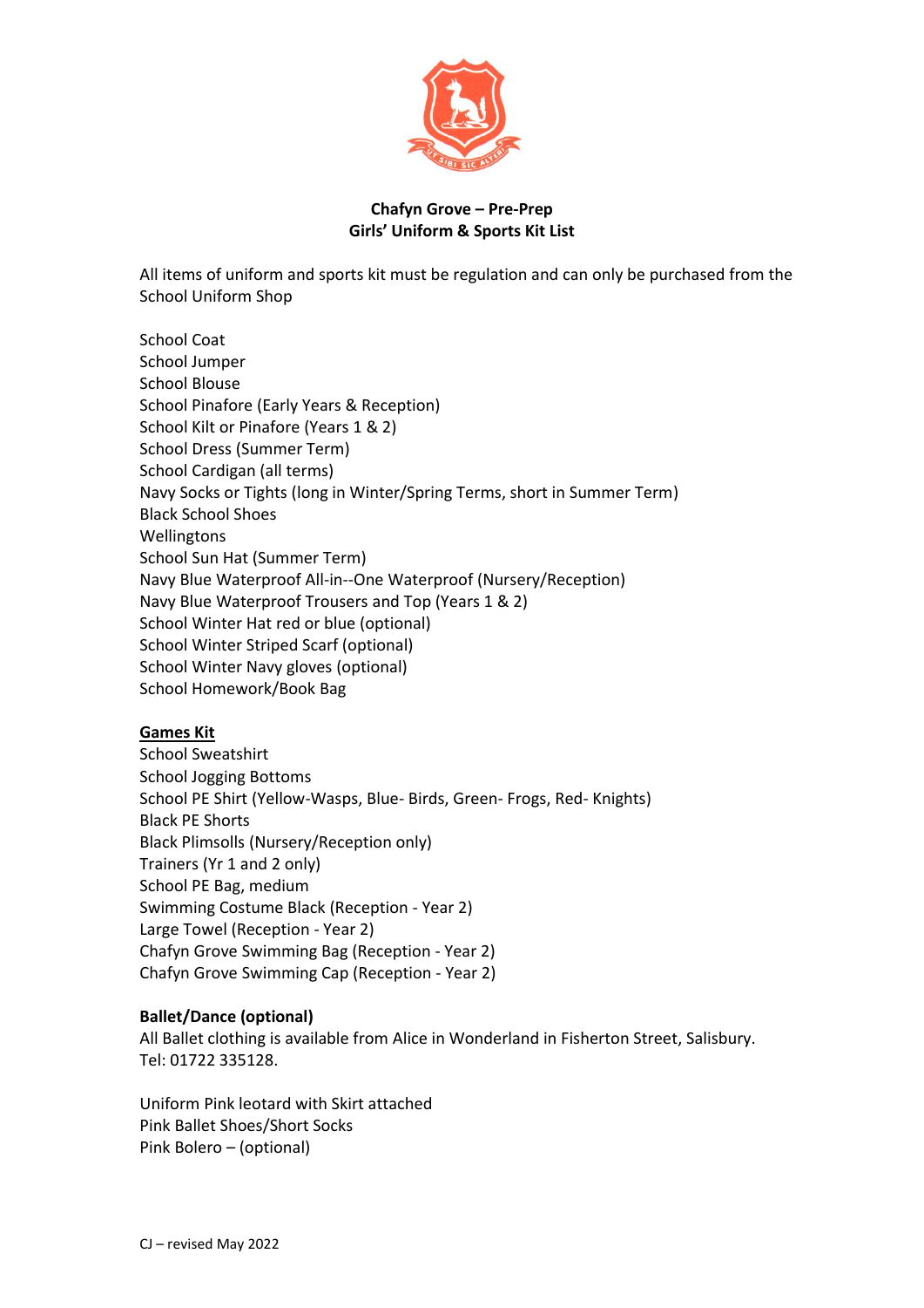**Chafyn Grove – Pre-Prep**
**Girls' Uniform & Sports Kit List**

All items of uniform and sports kit must be regulation and can only be purchased from the School Uniform Shop

School Coat
School Jumper
School Blouse
School Pinafore (Early Years & Reception)
School Kilt or Pinafore (Years 1 & 2)
School Dress (Summer Term)
School Cardigan (all terms)
Navy Socks or Tights (long in Winter/Spring Terms, short in Summer Term)
Black School Shoes
Wellingtons
School Sun Hat (Summer Term)
Navy Blue Waterproof All-in--One Waterproof (Nursery/Reception)
Navy Blue Waterproof Trousers and Top (Years 1 & 2)
School Winter Hat red or blue (optional)
School Winter Striped Scarf (optional)
School Winter Navy gloves (optional)
School Homework/Book Bag

**Games Kit**

School Sweatshirt
School Jogging Bottoms
School PE Shirt (Yellow-Wasps, Blue- Birds, Green- Frogs, Red- Knights)
Black PE Shorts
Black Plimsolls (Nursery/Reception only)
Trainers (Yr 1 and 2 only)
School PE Bag, medium
Swimming Costume Black (Reception - Year 2)
Large Towel (Reception - Year 2)
Chafyn Grove Swimming Bag (Reception - Year 2)
Chafyn Grove Swimming Cap (Reception - Year 2)

**Ballet/Dance (optional)**

All Ballet clothing is available from Alice in Wonderland in Fisherton Street, Salisbury. Tel: 01722 335128.

Uniform Pink leotard with Skirt attached
Pink Ballet Shoes/Short Socks
Pink Bolero – (optional)

CJ – revised May 2022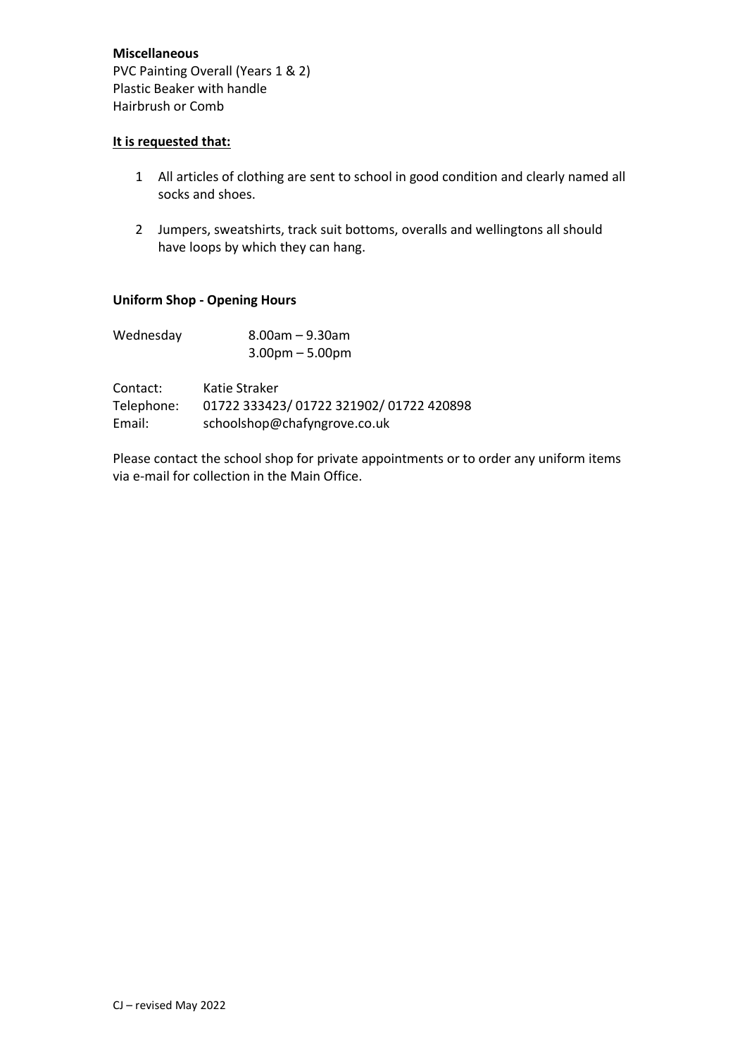**Miscellaneous**
PVC Painting Overall (Years 1 & 2)
Plastic Beaker with handle
Hairbrush or Comb

**It is requested that:**

1. All articles of clothing are sent to school in good condition and clearly named all socks and shoes.

2. Jumpers, sweatshirts, track suit bottoms, overalls and wellingtons all should have loops by which they can hang.

**Uniform Shop - Opening Hours**

| | |
|---|---|
| Wednesday | 8.00am – 9.30am |
| | 3.00pm – 5.00pm |

| | |
|---|---|
| Contact: | Katie Straker |
| Telephone: | 01722 333423/ 01722 321902/ 01722 420898 |
| Email: | schoolshop@chafyngrove.co.uk |

Please contact the school shop for private appointments or to order any uniform items via e-mail for collection in the Main Office.

CJ – revised May 2022